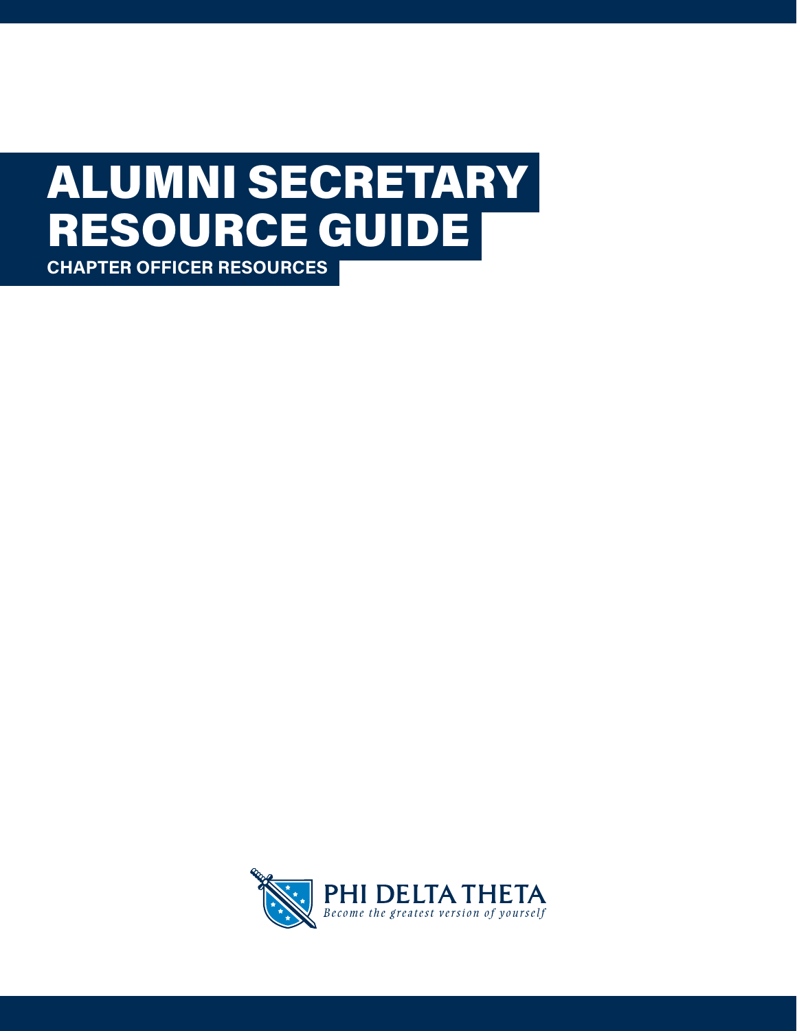# ALUMNI SECRETARY RESOURCE GUIDE

**CHAPTER OFFICER RESOURCES**

PHI DELTA THETA

*Become the greatest version of yourself*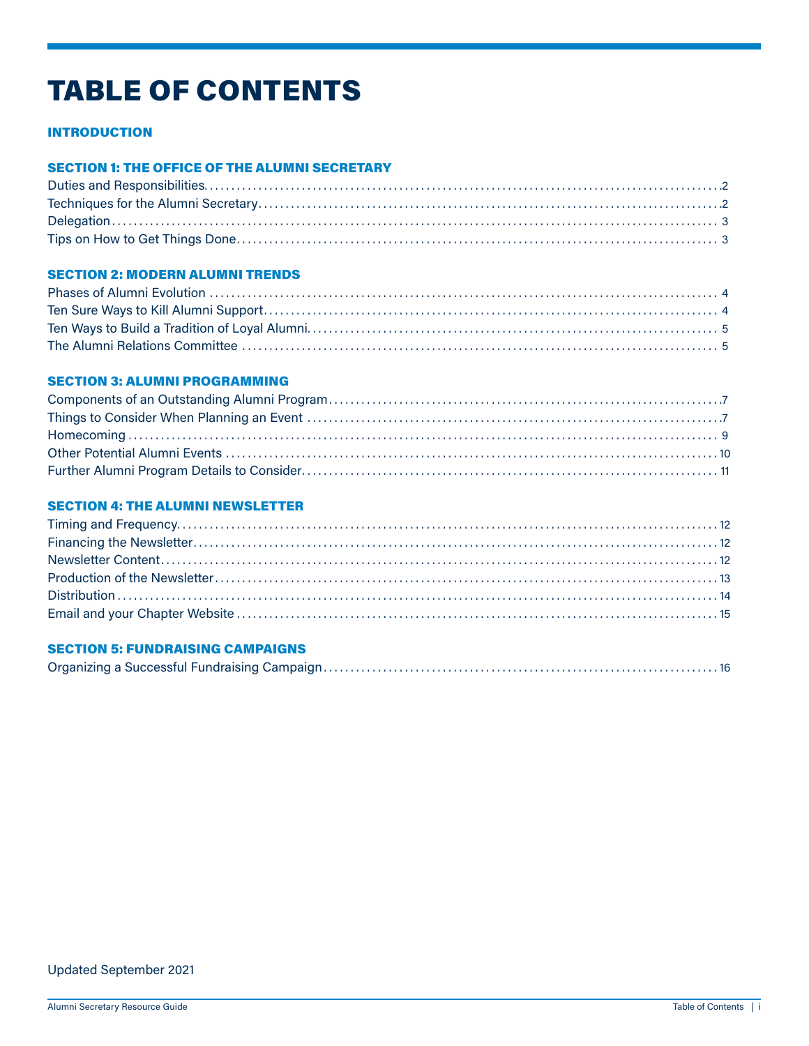# TABLE OF CONTENTS

## INTRODUCTION

## SECTION 1: THE OFFICE OF THE ALUMNI SECRETARY

Duties and Responsibilities.......... 2
Techniques for the Alumni Secretary.......... 2
Delegation.......... 3
Tips on How to Get Things Done.......... 3

## SECTION 2: MODERN ALUMNI TRENDS

Phases of Alumni Evolution.......... 4
Ten Sure Ways to Kill Alumni Support.......... 4
Ten Ways to Build a Tradition of Loyal Alumni.......... 5
The Alumni Relations Committee.......... 5

## SECTION 3: ALUMNI PROGRAMMING

Components of an Outstanding Alumni Program.......... 7
Things to Consider When Planning an Event.......... 7
Homecoming.......... 9
Other Potential Alumni Events.......... 10
Further Alumni Program Details to Consider.......... 11

## SECTION 4: THE ALUMNI NEWSLETTER

Timing and Frequency.......... 12
Financing the Newsletter.......... 12
Newsletter Content.......... 12
Production of the Newsletter.......... 13
Distribution.......... 14
Email and your Chapter Website.......... 15

## SECTION 5: FUNDRAISING CAMPAIGNS

Organizing a Successful Fundraising Campaign.......... 16

Updated September 2021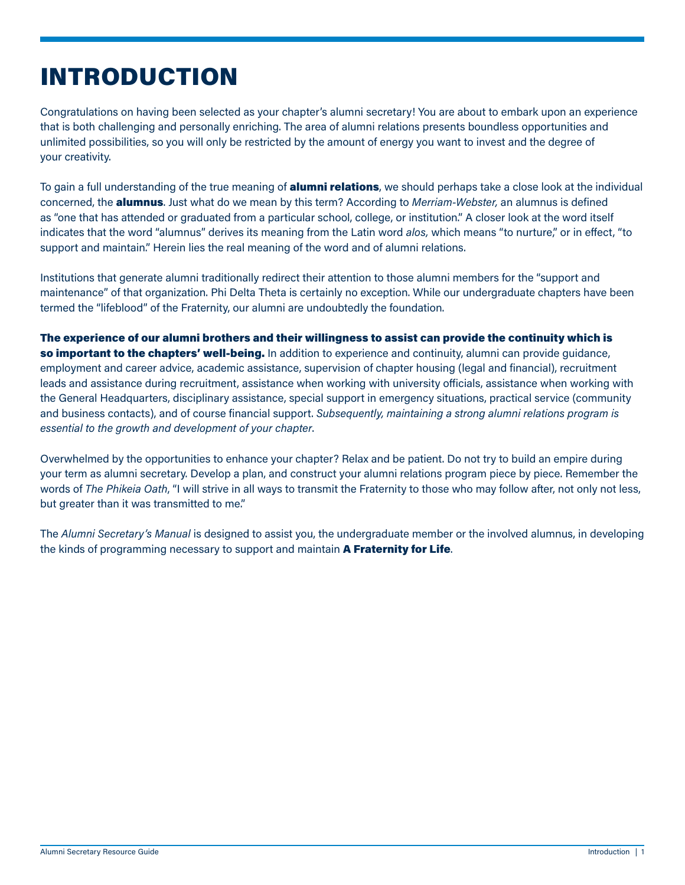# INTRODUCTION

Congratulations on having been selected as your chapter's alumni secretary! You are about to embark upon an experience that is both challenging and personally enriching. The area of alumni relations presents boundless opportunities and unlimited possibilities, so you will only be restricted by the amount of energy you want to invest and the degree of your creativity.

To gain a full understanding of the true meaning of **alumni relations**, we should perhaps take a close look at the individual concerned, the **alumnus**. Just what do we mean by this term? According to *Merriam-Webster,* an alumnus is defined as "one that has attended or graduated from a particular school, college, or institution." A closer look at the word itself indicates that the word "alumnus" derives its meaning from the Latin word *alos,* which means "to nurture," or in effect, "to support and maintain." Herein lies the real meaning of the word and of alumni relations.

Institutions that generate alumni traditionally redirect their attention to those alumni members for the "support and maintenance" of that organization. Phi Delta Theta is certainly no exception. While our undergraduate chapters have been termed the "lifeblood" of the Fraternity, our alumni are undoubtedly the foundation.

**The experience of our alumni brothers and their willingness to assist can provide the continuity which is so important to the chapters' well-being.** In addition to experience and continuity, alumni can provide guidance, employment and career advice, academic assistance, supervision of chapter housing (legal and financial), recruitment leads and assistance during recruitment, assistance when working with university officials, assistance when working with the General Headquarters, disciplinary assistance, special support in emergency situations, practical service (community and business contacts), and of course financial support. *Subsequently, maintaining a strong alumni relations program is essential to the growth and development of your chapter*.

Overwhelmed by the opportunities to enhance your chapter? Relax and be patient. Do not try to build an empire during your term as alumni secretary. Develop a plan, and construct your alumni relations program piece by piece. Remember the words of *The Phikeia Oath*, "I will strive in all ways to transmit the Fraternity to those who may follow after, not only not less, but greater than it was transmitted to me."

The *Alumni Secretary's Manual* is designed to assist you, the undergraduate member or the involved alumnus, in developing the kinds of programming necessary to support and maintain **A Fraternity for Life**.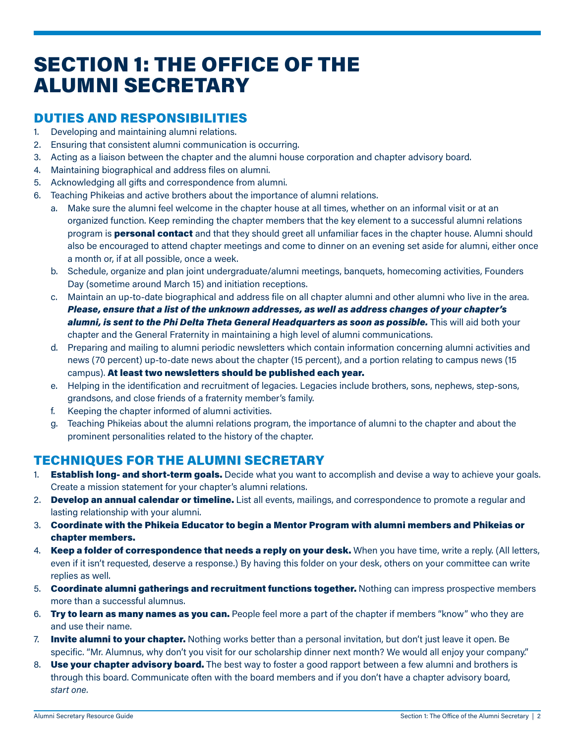# SECTION 1: THE OFFICE OF THE ALUMNI SECRETARY

## DUTIES AND RESPONSIBILITIES

1. Developing and maintaining alumni relations.
2. Ensuring that consistent alumni communication is occurring.
3. Acting as a liaison between the chapter and the alumni house corporation and chapter advisory board.
4. Maintaining biographical and address files on alumni.
5. Acknowledging all gifts and correspondence from alumni.
6. Teaching Phikeias and active brothers about the importance of alumni relations.
   a. Make sure the alumni feel welcome in the chapter house at all times, whether on an informal visit or at an organized function. Keep reminding the chapter members that the key element to a successful alumni relations program is **personal contact** and that they should greet all unfamiliar faces in the chapter house. Alumni should also be encouraged to attend chapter meetings and come to dinner on an evening set aside for alumni, either once a month or, if at all possible, once a week.
   b. Schedule, organize and plan joint undergraduate/alumni meetings, banquets, homecoming activities, Founders Day (sometime around March 15) and initiation receptions.
   c. Maintain an up-to-date biographical and address file on all chapter alumni and other alumni who live in the area. ***Please, ensure that a list of the unknown addresses, as well as address changes of your chapter's alumni, is sent to the Phi Delta Theta General Headquarters as soon as possible.*** This will aid both your chapter and the General Fraternity in maintaining a high level of alumni communications.
   d. Preparing and mailing to alumni periodic newsletters which contain information concerning alumni activities and news (70 percent) up-to-date news about the chapter (15 percent), and a portion relating to campus news (15 campus). **At least two newsletters should be published each year.**
   e. Helping in the identification and recruitment of legacies. Legacies include brothers, sons, nephews, step-sons, grandsons, and close friends of a fraternity member's family.
   f. Keeping the chapter informed of alumni activities.
   g. Teaching Phikeias about the alumni relations program, the importance of alumni to the chapter and about the prominent personalities related to the history of the chapter.

## TECHNIQUES FOR THE ALUMNI SECRETARY

1. **Establish long- and short-term goals.** Decide what you want to accomplish and devise a way to achieve your goals. Create a mission statement for your chapter's alumni relations.
2. **Develop an annual calendar or timeline.** List all events, mailings, and correspondence to promote a regular and lasting relationship with your alumni.
3. **Coordinate with the Phikeia Educator to begin a Mentor Program with alumni members and Phikeias or chapter members.**
4. **Keep a folder of correspondence that needs a reply on your desk.** When you have time, write a reply. (All letters, even if it isn't requested, deserve a response.) By having this folder on your desk, others on your committee can write replies as well.
5. **Coordinate alumni gatherings and recruitment functions together.** Nothing can impress prospective members more than a successful alumnus.
6. **Try to learn as many names as you can.** People feel more a part of the chapter if members "know" who they are and use their name.
7. **Invite alumni to your chapter.** Nothing works better than a personal invitation, but don't just leave it open. Be specific. "Mr. Alumnus, why don't you visit for our scholarship dinner next month? We would all enjoy your company."
8. **Use your chapter advisory board.** The best way to foster a good rapport between a few alumni and brothers is through this board. Communicate often with the board members and if you don't have a chapter advisory board, *start one.*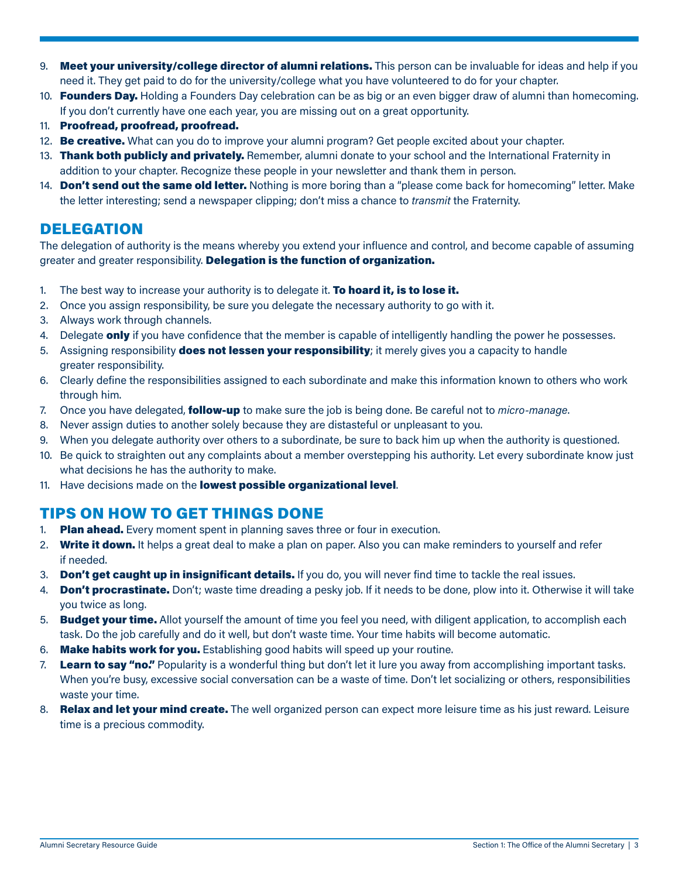9. **Meet your university/college director of alumni relations.** This person can be invaluable for ideas and help if you need it. They get paid to do for the university/college what you have volunteered to do for your chapter.
10. **Founders Day.** Holding a Founders Day celebration can be as big or an even bigger draw of alumni than homecoming. If you don't currently have one each year, you are missing out on a great opportunity.
11. **Proofread, proofread, proofread.**
12. **Be creative.** What can you do to improve your alumni program? Get people excited about your chapter.
13. **Thank both publicly and privately.** Remember, alumni donate to your school and the International Fraternity in addition to your chapter. Recognize these people in your newsletter and thank them in person.
14. **Don't send out the same old letter.** Nothing is more boring than a "please come back for homecoming" letter. Make the letter interesting; send a newspaper clipping; don't miss a chance to *transmit* the Fraternity.

## DELEGATION

The delegation of authority is the means whereby you extend your influence and control, and become capable of assuming greater and greater responsibility. **Delegation is the function of organization.**

1. The best way to increase your authority is to delegate it. **To hoard it, is to lose it.**
2. Once you assign responsibility, be sure you delegate the necessary authority to go with it.
3. Always work through channels.
4. Delegate **only** if you have confidence that the member is capable of intelligently handling the power he possesses.
5. Assigning responsibility **does not lessen your responsibility**; it merely gives you a capacity to handle greater responsibility.
6. Clearly define the responsibilities assigned to each subordinate and make this information known to others who work through him.
7. Once you have delegated, **follow-up** to make sure the job is being done. Be careful not to *micro-manage*.
8. Never assign duties to another solely because they are distasteful or unpleasant to you.
9. When you delegate authority over others to a subordinate, be sure to back him up when the authority is questioned.
10. Be quick to straighten out any complaints about a member overstepping his authority. Let every subordinate know just what decisions he has the authority to make.
11. Have decisions made on the **lowest possible organizational level**.

## TIPS ON HOW TO GET THINGS DONE

1. **Plan ahead.** Every moment spent in planning saves three or four in execution.
2. **Write it down.** It helps a great deal to make a plan on paper. Also you can make reminders to yourself and refer if needed.
3. **Don't get caught up in insignificant details.** If you do, you will never find time to tackle the real issues.
4. **Don't procrastinate.** Don't; waste time dreading a pesky job. If it needs to be done, plow into it. Otherwise it will take you twice as long.
5. **Budget your time.** Allot yourself the amount of time you feel you need, with diligent application, to accomplish each task. Do the job carefully and do it well, but don't waste time. Your time habits will become automatic.
6. **Make habits work for you.** Establishing good habits will speed up your routine.
7. **Learn to say "no."** Popularity is a wonderful thing but don't let it lure you away from accomplishing important tasks. When you're busy, excessive social conversation can be a waste of time. Don't let socializing or others, responsibilities waste your time.
8. **Relax and let your mind create.** The well organized person can expect more leisure time as his just reward. Leisure time is a precious commodity.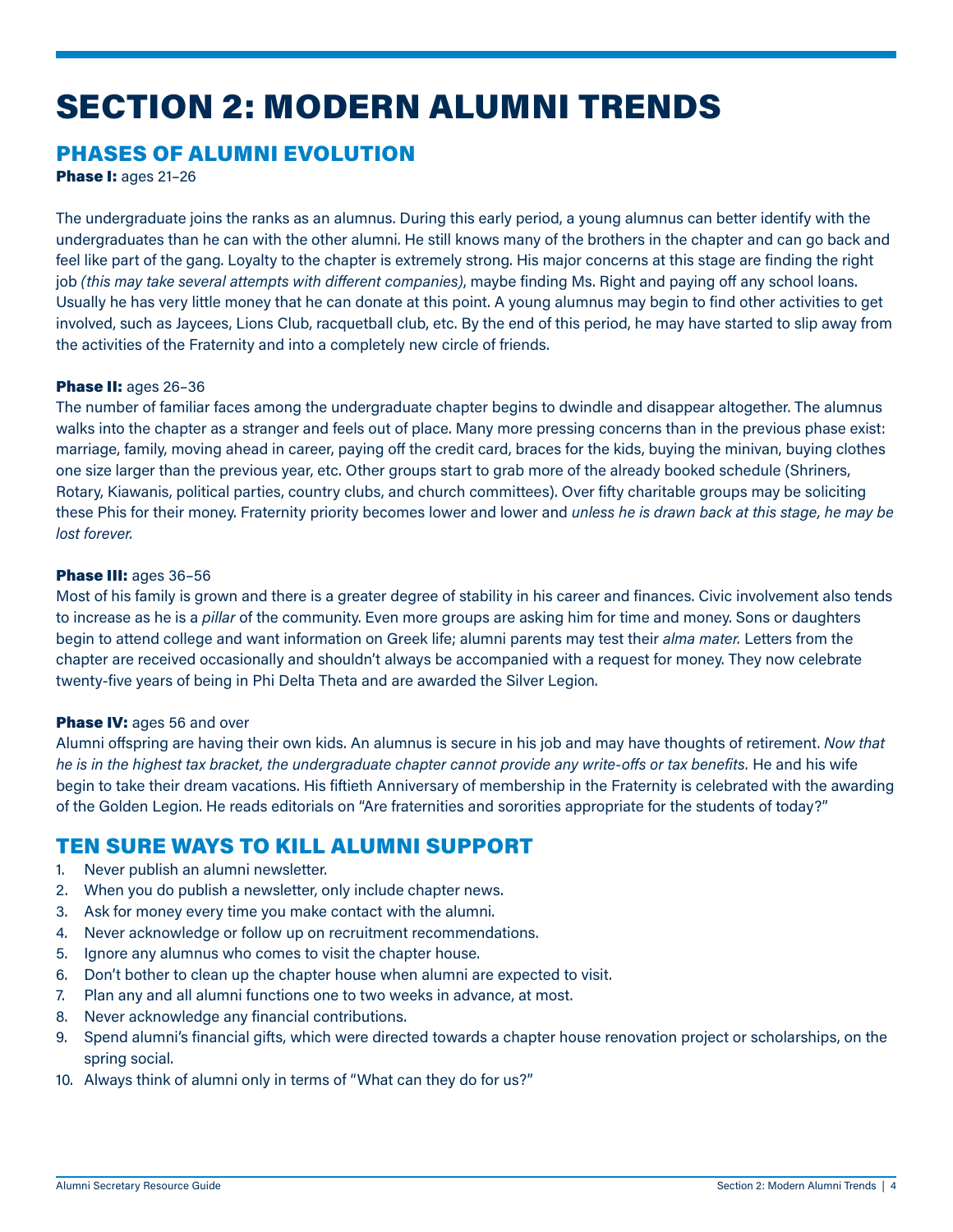# SECTION 2: MODERN ALUMNI TRENDS

## PHASES OF ALUMNI EVOLUTION

**Phase I:** ages 21–26

The undergraduate joins the ranks as an alumnus. During this early period, a young alumnus can better identify with the undergraduates than he can with the other alumni. He still knows many of the brothers in the chapter and can go back and feel like part of the gang. Loyalty to the chapter is extremely strong. His major concerns at this stage are finding the right job *(this may take several attempts with different companies)*, maybe finding Ms. Right and paying off any school loans. Usually he has very little money that he can donate at this point. A young alumnus may begin to find other activities to get involved, such as Jaycees, Lions Club, racquetball club, etc. By the end of this period, he may have started to slip away from the activities of the Fraternity and into a completely new circle of friends.

**Phase II:** ages 26–36

The number of familiar faces among the undergraduate chapter begins to dwindle and disappear altogether. The alumnus walks into the chapter as a stranger and feels out of place. Many more pressing concerns than in the previous phase exist: marriage, family, moving ahead in career, paying off the credit card, braces for the kids, buying the minivan, buying clothes one size larger than the previous year, etc. Other groups start to grab more of the already booked schedule (Shriners, Rotary, Kiawanis, political parties, country clubs, and church committees). Over fifty charitable groups may be soliciting these Phis for their money. Fraternity priority becomes lower and lower and *unless he is drawn back at this stage, he may be lost forever.*

**Phase III:** ages 36–56

Most of his family is grown and there is a greater degree of stability in his career and finances. Civic involvement also tends to increase as he is a *pillar* of the community. Even more groups are asking him for time and money. Sons or daughters begin to attend college and want information on Greek life; alumni parents may test their *alma mater.* Letters from the chapter are received occasionally and shouldn't always be accompanied with a request for money. They now celebrate twenty-five years of being in Phi Delta Theta and are awarded the Silver Legion.

**Phase IV:** ages 56 and over

Alumni offspring are having their own kids. An alumnus is secure in his job and may have thoughts of retirement. *Now that he is in the highest tax bracket, the undergraduate chapter cannot provide any write-offs or tax benefits.* He and his wife begin to take their dream vacations. His fiftieth Anniversary of membership in the Fraternity is celebrated with the awarding of the Golden Legion. He reads editorials on "Are fraternities and sororities appropriate for the students of today?"

## TEN SURE WAYS TO KILL ALUMNI SUPPORT

1. Never publish an alumni newsletter.
2. When you do publish a newsletter, only include chapter news.
3. Ask for money every time you make contact with the alumni.
4. Never acknowledge or follow up on recruitment recommendations.
5. Ignore any alumnus who comes to visit the chapter house.
6. Don't bother to clean up the chapter house when alumni are expected to visit.
7. Plan any and all alumni functions one to two weeks in advance, at most.
8. Never acknowledge any financial contributions.
9. Spend alumni's financial gifts, which were directed towards a chapter house renovation project or scholarships, on the spring social.
10. Always think of alumni only in terms of "What can they do for us?"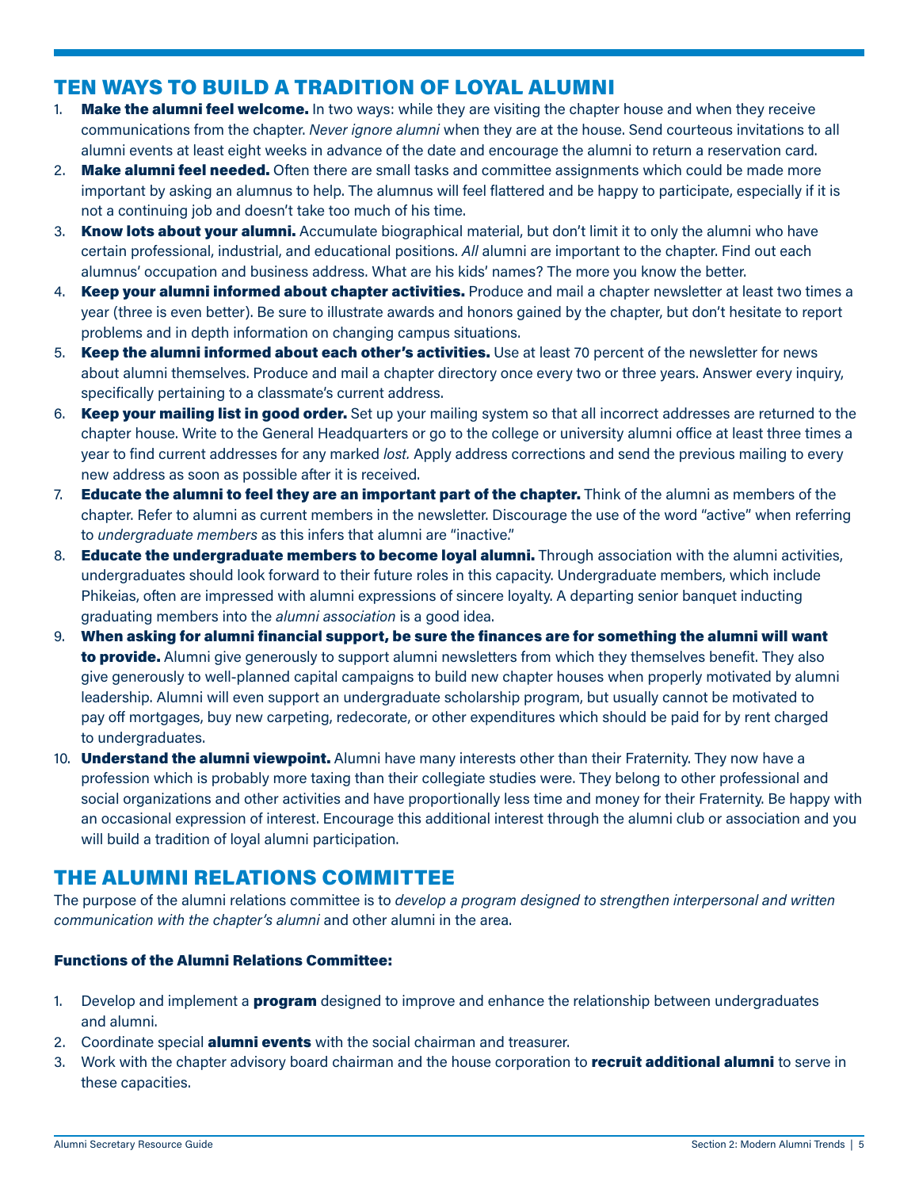## TEN WAYS TO BUILD A TRADITION OF LOYAL ALUMNI

1. **Make the alumni feel welcome.** In two ways: while they are visiting the chapter house and when they receive communications from the chapter. *Never ignore alumni* when they are at the house. Send courteous invitations to all alumni events at least eight weeks in advance of the date and encourage the alumni to return a reservation card.
2. **Make alumni feel needed.** Often there are small tasks and committee assignments which could be made more important by asking an alumnus to help. The alumnus will feel flattered and be happy to participate, especially if it is not a continuing job and doesn't take too much of his time.
3. **Know lots about your alumni.** Accumulate biographical material, but don't limit it to only the alumni who have certain professional, industrial, and educational positions. *All* alumni are important to the chapter. Find out each alumnus' occupation and business address. What are his kids' names? The more you know the better.
4. **Keep your alumni informed about chapter activities.** Produce and mail a chapter newsletter at least two times a year (three is even better). Be sure to illustrate awards and honors gained by the chapter, but don't hesitate to report problems and in depth information on changing campus situations.
5. **Keep the alumni informed about each other's activities.** Use at least 70 percent of the newsletter for news about alumni themselves. Produce and mail a chapter directory once every two or three years. Answer every inquiry, specifically pertaining to a classmate's current address.
6. **Keep your mailing list in good order.** Set up your mailing system so that all incorrect addresses are returned to the chapter house. Write to the General Headquarters or go to the college or university alumni office at least three times a year to find current addresses for any marked *lost.* Apply address corrections and send the previous mailing to every new address as soon as possible after it is received.
7. **Educate the alumni to feel they are an important part of the chapter.** Think of the alumni as members of the chapter. Refer to alumni as current members in the newsletter. Discourage the use of the word "active" when referring to *undergraduate members* as this infers that alumni are "inactive."
8. **Educate the undergraduate members to become loyal alumni.** Through association with the alumni activities, undergraduates should look forward to their future roles in this capacity. Undergraduate members, which include Phikeias, often are impressed with alumni expressions of sincere loyalty. A departing senior banquet inducting graduating members into the *alumni association* is a good idea.
9. **When asking for alumni financial support, be sure the finances are for something the alumni will want to provide.** Alumni give generously to support alumni newsletters from which they themselves benefit. They also give generously to well-planned capital campaigns to build new chapter houses when properly motivated by alumni leadership. Alumni will even support an undergraduate scholarship program, but usually cannot be motivated to pay off mortgages, buy new carpeting, redecorate, or other expenditures which should be paid for by rent charged to undergraduates.
10. **Understand the alumni viewpoint.** Alumni have many interests other than their Fraternity. They now have a profession which is probably more taxing than their collegiate studies were. They belong to other professional and social organizations and other activities and have proportionally less time and money for their Fraternity. Be happy with an occasional expression of interest. Encourage this additional interest through the alumni club or association and you will build a tradition of loyal alumni participation.

## THE ALUMNI RELATIONS COMMITTEE

The purpose of the alumni relations committee is to *develop a program designed to strengthen interpersonal and written communication with the chapter's alumni* and other alumni in the area.

### Functions of the Alumni Relations Committee:

1. Develop and implement a **program** designed to improve and enhance the relationship between undergraduates and alumni.
2. Coordinate special **alumni events** with the social chairman and treasurer.
3. Work with the chapter advisory board chairman and the house corporation to **recruit additional alumni** to serve in these capacities.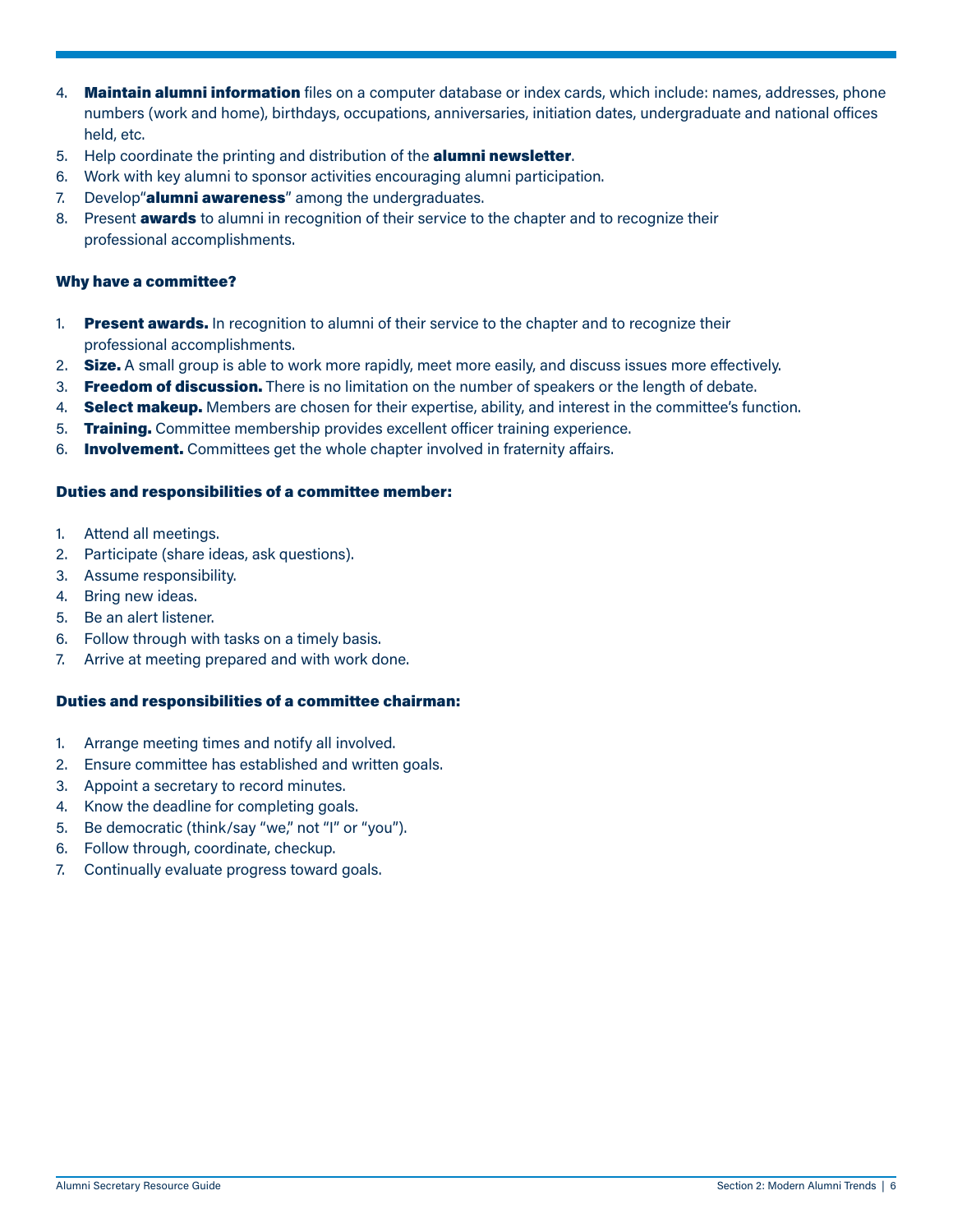4. **Maintain alumni information** files on a computer database or index cards, which include: names, addresses, phone numbers (work and home), birthdays, occupations, anniversaries, initiation dates, undergraduate and national offices held, etc.
5. Help coordinate the printing and distribution of the **alumni newsletter**.
6. Work with key alumni to sponsor activities encouraging alumni participation.
7. Develop"**alumni awareness**" among the undergraduates.
8. Present **awards** to alumni in recognition of their service to the chapter and to recognize their professional accomplishments.

### Why have a committee?

1. **Present awards.** In recognition to alumni of their service to the chapter and to recognize their professional accomplishments.
2. **Size.** A small group is able to work more rapidly, meet more easily, and discuss issues more effectively.
3. **Freedom of discussion.** There is no limitation on the number of speakers or the length of debate.
4. **Select makeup.** Members are chosen for their expertise, ability, and interest in the committee's function.
5. **Training.** Committee membership provides excellent officer training experience.
6. **Involvement.** Committees get the whole chapter involved in fraternity affairs.

### Duties and responsibilities of a committee member:

1. Attend all meetings.
2. Participate (share ideas, ask questions).
3. Assume responsibility.
4. Bring new ideas.
5. Be an alert listener.
6. Follow through with tasks on a timely basis.
7. Arrive at meeting prepared and with work done.

### Duties and responsibilities of a committee chairman:

1. Arrange meeting times and notify all involved.
2. Ensure committee has established and written goals.
3. Appoint a secretary to record minutes.
4. Know the deadline for completing goals.
5. Be democratic (think/say "we," not "I" or "you").
6. Follow through, coordinate, checkup.
7. Continually evaluate progress toward goals.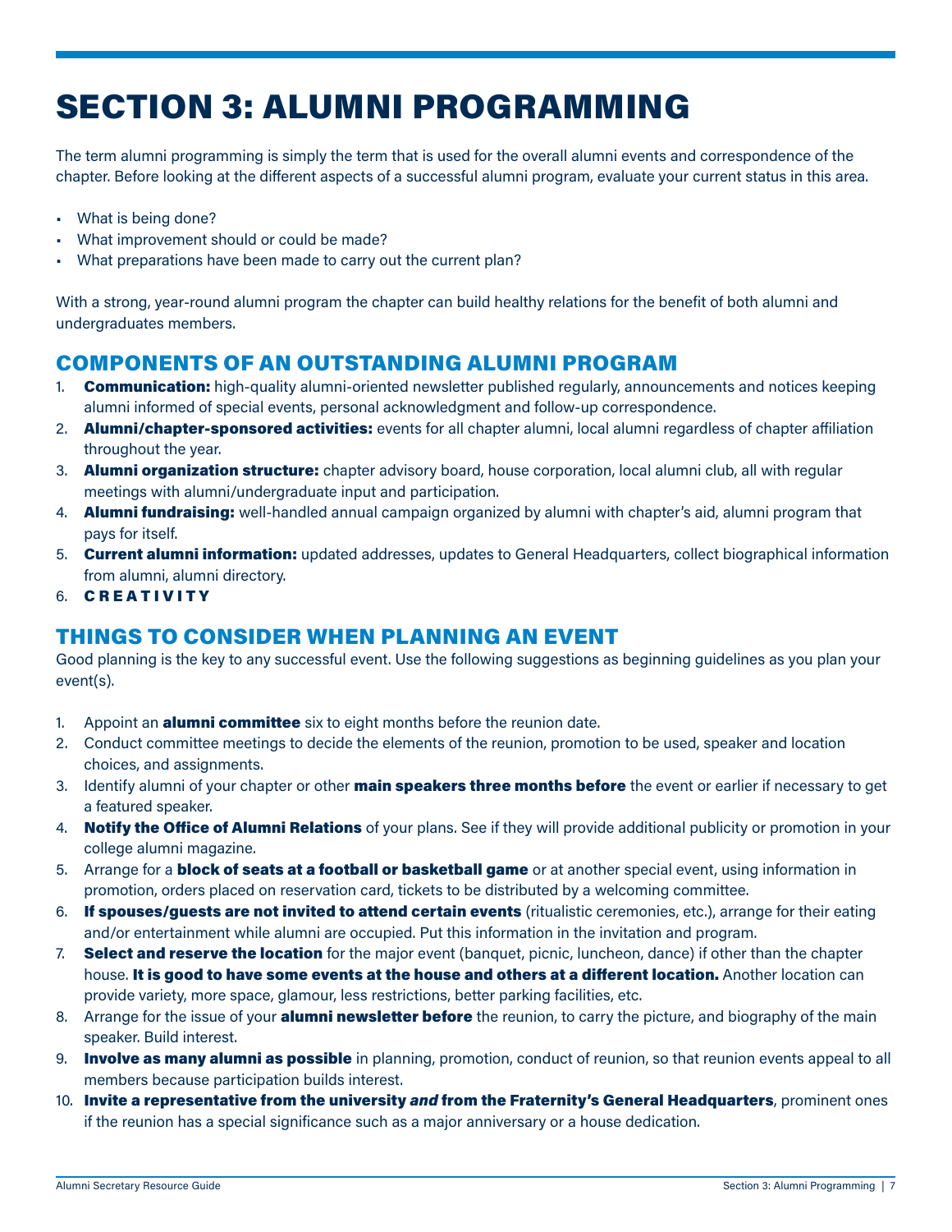# SECTION 3: ALUMNI PROGRAMMING

The term alumni programming is simply the term that is used for the overall alumni events and correspondence of the chapter. Before looking at the different aspects of a successful alumni program, evaluate your current status in this area.

- What is being done?
- What improvement should or could be made?
- What preparations have been made to carry out the current plan?

With a strong, year-round alumni program the chapter can build healthy relations for the benefit of both alumni and undergraduates members.

## COMPONENTS OF AN OUTSTANDING ALUMNI PROGRAM

1. **Communication:** high-quality alumni-oriented newsletter published regularly, announcements and notices keeping alumni informed of special events, personal acknowledgment and follow-up correspondence.
2. **Alumni/chapter-sponsored activities:** events for all chapter alumni, local alumni regardless of chapter affiliation throughout the year.
3. **Alumni organization structure:** chapter advisory board, house corporation, local alumni club, all with regular meetings with alumni/undergraduate input and participation.
4. **Alumni fundraising:** well-handled annual campaign organized by alumni with chapter's aid, alumni program that pays for itself.
5. **Current alumni information:** updated addresses, updates to General Headquarters, collect biographical information from alumni, alumni directory.
6. **CREATIVITY**

## THINGS TO CONSIDER WHEN PLANNING AN EVENT

Good planning is the key to any successful event. Use the following suggestions as beginning guidelines as you plan your event(s).

1. Appoint an **alumni committee** six to eight months before the reunion date.
2. Conduct committee meetings to decide the elements of the reunion, promotion to be used, speaker and location choices, and assignments.
3. Identify alumni of your chapter or other **main speakers three months before** the event or earlier if necessary to get a featured speaker.
4. **Notify the Office of Alumni Relations** of your plans. See if they will provide additional publicity or promotion in your college alumni magazine.
5. Arrange for a **block of seats at a football or basketball game** or at another special event, using information in promotion, orders placed on reservation card, tickets to be distributed by a welcoming committee.
6. **If spouses/guests are not invited to attend certain events** (ritualistic ceremonies, etc.), arrange for their eating and/or entertainment while alumni are occupied. Put this information in the invitation and program.
7. **Select and reserve the location** for the major event (banquet, picnic, luncheon, dance) if other than the chapter house. **It is good to have some events at the house and others at a different location.** Another location can provide variety, more space, glamour, less restrictions, better parking facilities, etc.
8. Arrange for the issue of your **alumni newsletter before** the reunion, to carry the picture, and biography of the main speaker. Build interest.
9. **Involve as many alumni as possible** in planning, promotion, conduct of reunion, so that reunion events appeal to all members because participation builds interest.
10. **Invite a representative from the university *and* from the Fraternity's General Headquarters**, prominent ones if the reunion has a special significance such as a major anniversary or a house dedication.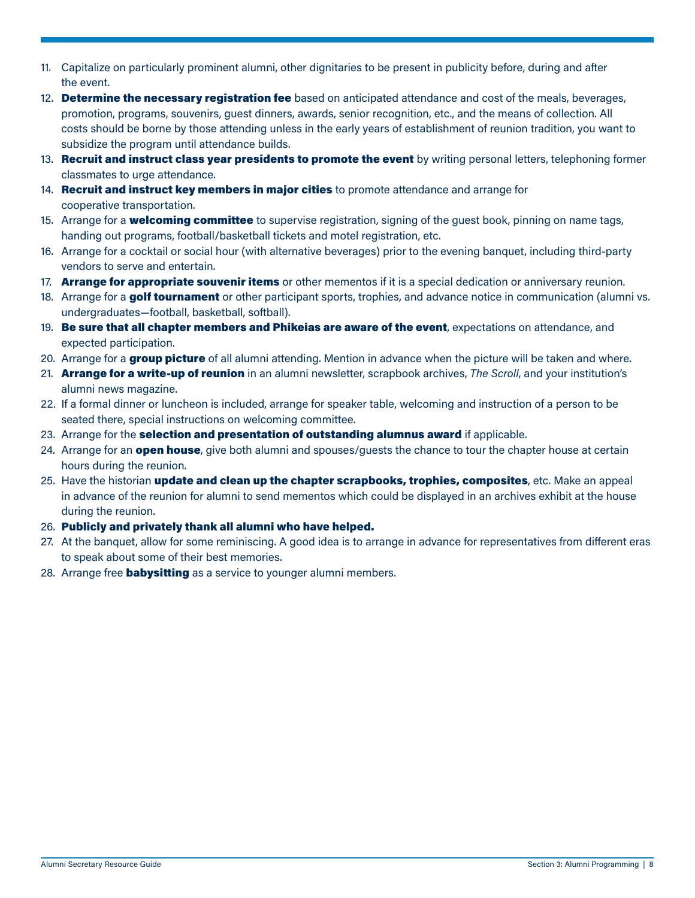11. Capitalize on particularly prominent alumni, other dignitaries to be present in publicity before, during and after the event.
12. **Determine the necessary registration fee** based on anticipated attendance and cost of the meals, beverages, promotion, programs, souvenirs, guest dinners, awards, senior recognition, etc., and the means of collection. All costs should be borne by those attending unless in the early years of establishment of reunion tradition, you want to subsidize the program until attendance builds.
13. **Recruit and instruct class year presidents to promote the event** by writing personal letters, telephoning former classmates to urge attendance.
14. **Recruit and instruct key members in major cities** to promote attendance and arrange for cooperative transportation.
15. Arrange for a **welcoming committee** to supervise registration, signing of the guest book, pinning on name tags, handing out programs, football/basketball tickets and motel registration, etc.
16. Arrange for a cocktail or social hour (with alternative beverages) prior to the evening banquet, including third-party vendors to serve and entertain.
17. **Arrange for appropriate souvenir items** or other mementos if it is a special dedication or anniversary reunion.
18. Arrange for a **golf tournament** or other participant sports, trophies, and advance notice in communication (alumni vs. undergraduates—football, basketball, softball).
19. **Be sure that all chapter members and Phikeias are aware of the event**, expectations on attendance, and expected participation.
20. Arrange for a **group picture** of all alumni attending. Mention in advance when the picture will be taken and where.
21. **Arrange for a write-up of reunion** in an alumni newsletter, scrapbook archives, *The Scroll*, and your institution's alumni news magazine.
22. If a formal dinner or luncheon is included, arrange for speaker table, welcoming and instruction of a person to be seated there, special instructions on welcoming committee.
23. Arrange for the **selection and presentation of outstanding alumnus award** if applicable.
24. Arrange for an **open house**, give both alumni and spouses/guests the chance to tour the chapter house at certain hours during the reunion.
25. Have the historian **update and clean up the chapter scrapbooks, trophies, composites**, etc. Make an appeal in advance of the reunion for alumni to send mementos which could be displayed in an archives exhibit at the house during the reunion.
26. **Publicly and privately thank all alumni who have helped.**
27. At the banquet, allow for some reminiscing. A good idea is to arrange in advance for representatives from different eras to speak about some of their best memories.
28. Arrange free **babysitting** as a service to younger alumni members.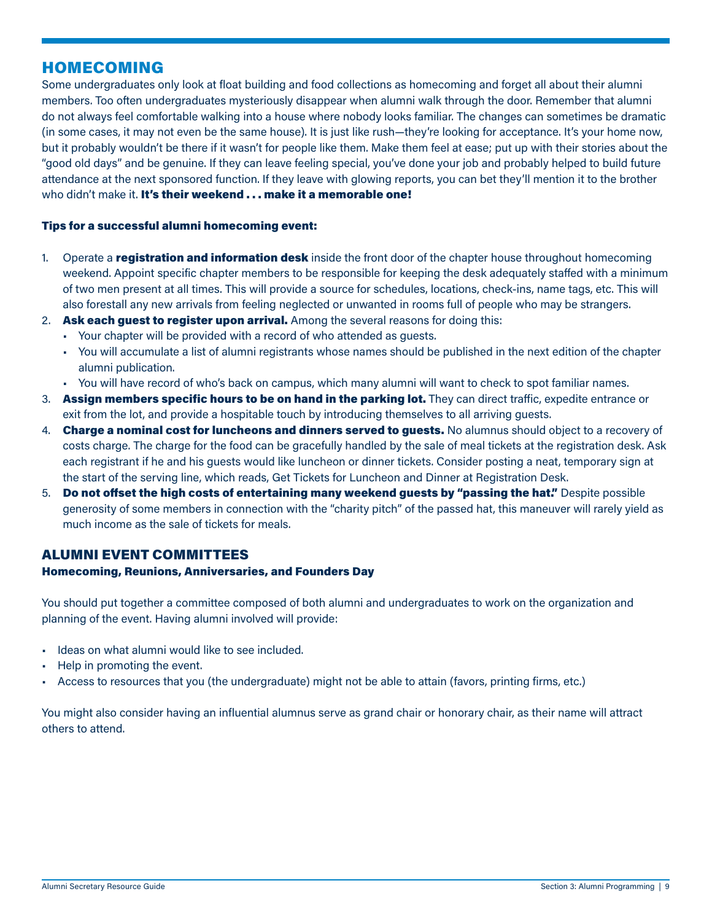## HOMECOMING

Some undergraduates only look at float building and food collections as homecoming and forget all about their alumni members. Too often undergraduates mysteriously disappear when alumni walk through the door. Remember that alumni do not always feel comfortable walking into a house where nobody looks familiar. The changes can sometimes be dramatic (in some cases, it may not even be the same house). It is just like rush—they're looking for acceptance. It's your home now, but it probably wouldn't be there if it wasn't for people like them. Make them feel at ease; put up with their stories about the "good old days" and be genuine. If they can leave feeling special, you've done your job and probably helped to build future attendance at the next sponsored function. If they leave with glowing reports, you can bet they'll mention it to the brother who didn't make it. **It's their weekend . . . make it a memorable one!**

#### Tips for a successful alumni homecoming event:

1. Operate a **registration and information desk** inside the front door of the chapter house throughout homecoming weekend. Appoint specific chapter members to be responsible for keeping the desk adequately staffed with a minimum of two men present at all times. This will provide a source for schedules, locations, check-ins, name tags, etc. This will also forestall any new arrivals from feeling neglected or unwanted in rooms full of people who may be strangers.
2. **Ask each guest to register upon arrival.** Among the several reasons for doing this:
   - Your chapter will be provided with a record of who attended as guests.
   - You will accumulate a list of alumni registrants whose names should be published in the next edition of the chapter alumni publication.
   - You will have record of who's back on campus, which many alumni will want to check to spot familiar names.
3. **Assign members specific hours to be on hand in the parking lot.** They can direct traffic, expedite entrance or exit from the lot, and provide a hospitable touch by introducing themselves to all arriving guests.
4. **Charge a nominal cost for luncheons and dinners served to guests.** No alumnus should object to a recovery of costs charge. The charge for the food can be gracefully handled by the sale of meal tickets at the registration desk. Ask each registrant if he and his guests would like luncheon or dinner tickets. Consider posting a neat, temporary sign at the start of the serving line, which reads, Get Tickets for Luncheon and Dinner at Registration Desk.
5. **Do not offset the high costs of entertaining many weekend guests by "passing the hat."** Despite possible generosity of some members in connection with the "charity pitch" of the passed hat, this maneuver will rarely yield as much income as the sale of tickets for meals.

## ALUMNI EVENT COMMITTEES

#### Homecoming, Reunions, Anniversaries, and Founders Day

You should put together a committee composed of both alumni and undergraduates to work on the organization and planning of the event. Having alumni involved will provide:

- Ideas on what alumni would like to see included.
- Help in promoting the event.
- Access to resources that you (the undergraduate) might not be able to attain (favors, printing firms, etc.)

You might also consider having an influential alumnus serve as grand chair or honorary chair, as their name will attract others to attend.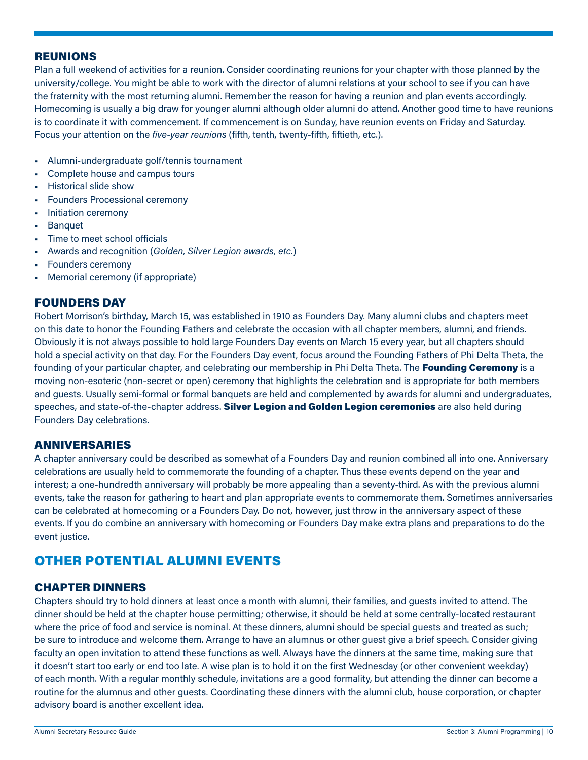## REUNIONS

Plan a full weekend of activities for a reunion. Consider coordinating reunions for your chapter with those planned by the university/college. You might be able to work with the director of alumni relations at your school to see if you can have the fraternity with the most returning alumni. Remember the reason for having a reunion and plan events accordingly. Homecoming is usually a big draw for younger alumni although older alumni do attend. Another good time to have reunions is to coordinate it with commencement. If commencement is on Sunday, have reunion events on Friday and Saturday. Focus your attention on the *five-year reunions* (fifth, tenth, twenty-fifth, fiftieth, etc.).

- Alumni-undergraduate golf/tennis tournament
- Complete house and campus tours
- Historical slide show
- Founders Processional ceremony
- Initiation ceremony
- Banquet
- Time to meet school officials
- Awards and recognition (*Golden, Silver Legion awards, etc.*)
- Founders ceremony
- Memorial ceremony (if appropriate)

## FOUNDERS DAY

Robert Morrison's birthday, March 15, was established in 1910 as Founders Day. Many alumni clubs and chapters meet on this date to honor the Founding Fathers and celebrate the occasion with all chapter members, alumni, and friends. Obviously it is not always possible to hold large Founders Day events on March 15 every year, but all chapters should hold a special activity on that day. For the Founders Day event, focus around the Founding Fathers of Phi Delta Theta, the founding of your particular chapter, and celebrating our membership in Phi Delta Theta. The **Founding Ceremony** is a moving non-esoteric (non-secret or open) ceremony that highlights the celebration and is appropriate for both members and guests. Usually semi-formal or formal banquets are held and complemented by awards for alumni and undergraduates, speeches, and state-of-the-chapter address. **Silver Legion and Golden Legion ceremonies** are also held during Founders Day celebrations.

## ANNIVERSARIES

A chapter anniversary could be described as somewhat of a Founders Day and reunion combined all into one. Anniversary celebrations are usually held to commemorate the founding of a chapter. Thus these events depend on the year and interest; a one-hundredth anniversary will probably be more appealing than a seventy-third. As with the previous alumni events, take the reason for gathering to heart and plan appropriate events to commemorate them. Sometimes anniversaries can be celebrated at homecoming or a Founders Day. Do not, however, just throw in the anniversary aspect of these events. If you do combine an anniversary with homecoming or Founders Day make extra plans and preparations to do the event justice.

# OTHER POTENTIAL ALUMNI EVENTS

## CHAPTER DINNERS

Chapters should try to hold dinners at least once a month with alumni, their families, and guests invited to attend. The dinner should be held at the chapter house permitting; otherwise, it should be held at some centrally-located restaurant where the price of food and service is nominal. At these dinners, alumni should be special guests and treated as such; be sure to introduce and welcome them. Arrange to have an alumnus or other guest give a brief speech. Consider giving faculty an open invitation to attend these functions as well. Always have the dinners at the same time, making sure that it doesn't start too early or end too late. A wise plan is to hold it on the first Wednesday (or other convenient weekday) of each month. With a regular monthly schedule, invitations are a good formality, but attending the dinner can become a routine for the alumnus and other guests. Coordinating these dinners with the alumni club, house corporation, or chapter advisory board is another excellent idea.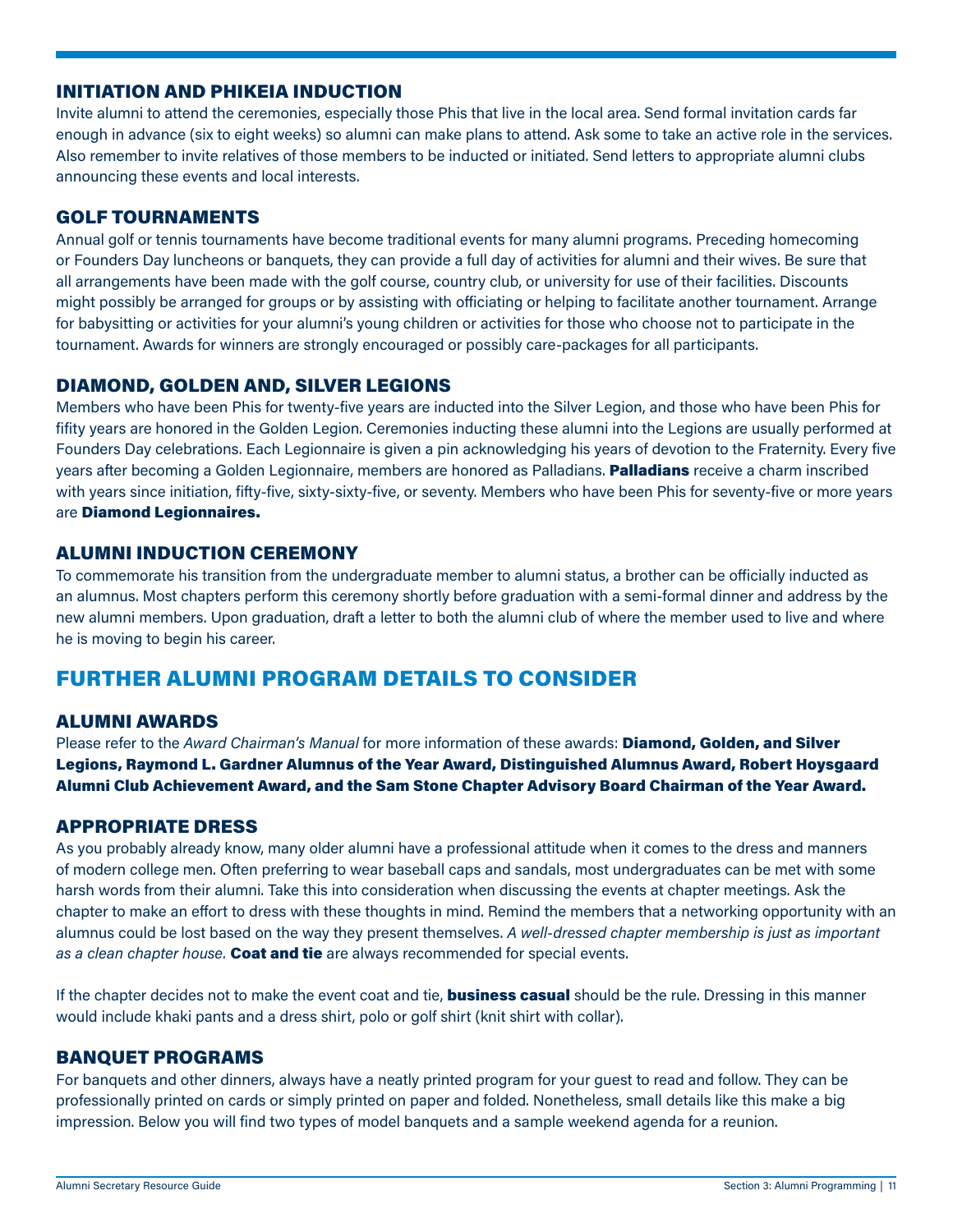### INITIATION AND PHIKEIA INDUCTION

Invite alumni to attend the ceremonies, especially those Phis that live in the local area. Send formal invitation cards far enough in advance (six to eight weeks) so alumni can make plans to attend. Ask some to take an active role in the services. Also remember to invite relatives of those members to be inducted or initiated. Send letters to appropriate alumni clubs announcing these events and local interests.

### GOLF TOURNAMENTS

Annual golf or tennis tournaments have become traditional events for many alumni programs. Preceding homecoming or Founders Day luncheons or banquets, they can provide a full day of activities for alumni and their wives. Be sure that all arrangements have been made with the golf course, country club, or university for use of their facilities. Discounts might possibly be arranged for groups or by assisting with officiating or helping to facilitate another tournament. Arrange for babysitting or activities for your alumni's young children or activities for those who choose not to participate in the tournament. Awards for winners are strongly encouraged or possibly care-packages for all participants.

### DIAMOND, GOLDEN AND, SILVER LEGIONS

Members who have been Phis for twenty-five years are inducted into the Silver Legion, and those who have been Phis for fifity years are honored in the Golden Legion. Ceremonies inducting these alumni into the Legions are usually performed at Founders Day celebrations. Each Legionnaire is given a pin acknowledging his years of devotion to the Fraternity. Every five years after becoming a Golden Legionnaire, members are honored as Palladians. **Palladians** receive a charm inscribed with years since initiation, fifty-five, sixty-sixty-five, or seventy. Members who have been Phis for seventy-five or more years are **Diamond Legionnaires.**

### ALUMNI INDUCTION CEREMONY

To commemorate his transition from the undergraduate member to alumni status, a brother can be officially inducted as an alumnus. Most chapters perform this ceremony shortly before graduation with a semi-formal dinner and address by the new alumni members. Upon graduation, draft a letter to both the alumni club of where the member used to live and where he is moving to begin his career.

## FURTHER ALUMNI PROGRAM DETAILS TO CONSIDER

### ALUMNI AWARDS

Please refer to the *Award Chairman's Manual* for more information of these awards: **Diamond, Golden, and Silver Legions, Raymond L. Gardner Alumnus of the Year Award, Distinguished Alumnus Award, Robert Hoysgaard Alumni Club Achievement Award, and the Sam Stone Chapter Advisory Board Chairman of the Year Award.**

### APPROPRIATE DRESS

As you probably already know, many older alumni have a professional attitude when it comes to the dress and manners of modern college men. Often preferring to wear baseball caps and sandals, most undergraduates can be met with some harsh words from their alumni. Take this into consideration when discussing the events at chapter meetings. Ask the chapter to make an effort to dress with these thoughts in mind. Remind the members that a networking opportunity with an alumnus could be lost based on the way they present themselves. *A well-dressed chapter membership is just as important as a clean chapter house.* **Coat and tie** are always recommended for special events.

If the chapter decides not to make the event coat and tie, **business casual** should be the rule. Dressing in this manner would include khaki pants and a dress shirt, polo or golf shirt (knit shirt with collar).

### BANQUET PROGRAMS

For banquets and other dinners, always have a neatly printed program for your guest to read and follow. They can be professionally printed on cards or simply printed on paper and folded. Nonetheless, small details like this make a big impression. Below you will find two types of model banquets and a sample weekend agenda for a reunion.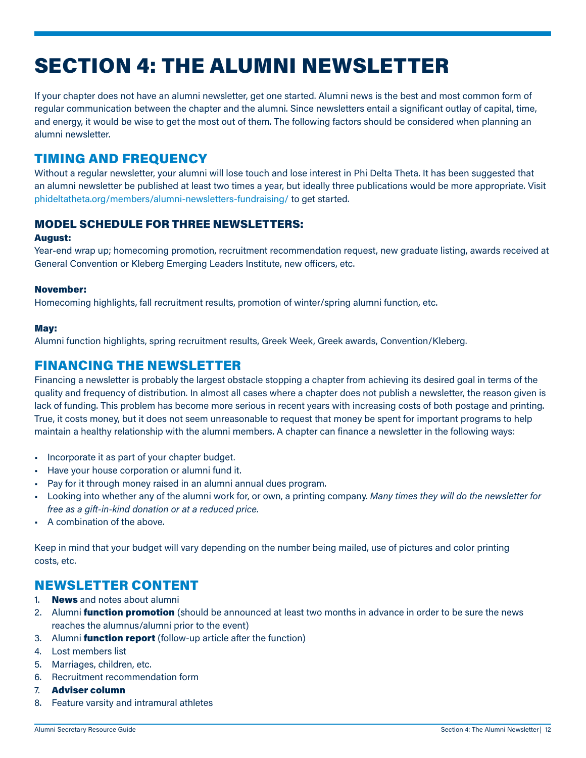# SECTION 4: THE ALUMNI NEWSLETTER

If your chapter does not have an alumni newsletter, get one started. Alumni news is the best and most common form of regular communication between the chapter and the alumni. Since newsletters entail a significant outlay of capital, time, and energy, it would be wise to get the most out of them. The following factors should be considered when planning an alumni newsletter.

## TIMING AND FREQUENCY

Without a regular newsletter, your alumni will lose touch and lose interest in Phi Delta Theta. It has been suggested that an alumni newsletter be published at least two times a year, but ideally three publications would be more appropriate. Visit phideltatheta.org/members/alumni-newsletters-fundraising/ to get started.

### MODEL SCHEDULE FOR THREE NEWSLETTERS:

#### August:

Year-end wrap up; homecoming promotion, recruitment recommendation request, new graduate listing, awards received at General Convention or Kleberg Emerging Leaders Institute, new officers, etc.

#### November:

Homecoming highlights, fall recruitment results, promotion of winter/spring alumni function, etc.

#### May:

Alumni function highlights, spring recruitment results, Greek Week, Greek awards, Convention/Kleberg.

## FINANCING THE NEWSLETTER

Financing a newsletter is probably the largest obstacle stopping a chapter from achieving its desired goal in terms of the quality and frequency of distribution. In almost all cases where a chapter does not publish a newsletter, the reason given is lack of funding. This problem has become more serious in recent years with increasing costs of both postage and printing. True, it costs money, but it does not seem unreasonable to request that money be spent for important programs to help maintain a healthy relationship with the alumni members. A chapter can finance a newsletter in the following ways:

- Incorporate it as part of your chapter budget.
- Have your house corporation or alumni fund it.
- Pay for it through money raised in an alumni annual dues program.
- Looking into whether any of the alumni work for, or own, a printing company. *Many times they will do the newsletter for free as a gift-in-kind donation or at a reduced price.*
- A combination of the above.

Keep in mind that your budget will vary depending on the number being mailed, use of pictures and color printing costs, etc.

## NEWSLETTER CONTENT

1. **News** and notes about alumni
2. Alumni **function promotion** (should be announced at least two months in advance in order to be sure the news reaches the alumnus/alumni prior to the event)
3. Alumni **function report** (follow-up article after the function)
4. Lost members list
5. Marriages, children, etc.
6. Recruitment recommendation form
7. **Adviser column**
8. Feature varsity and intramural athletes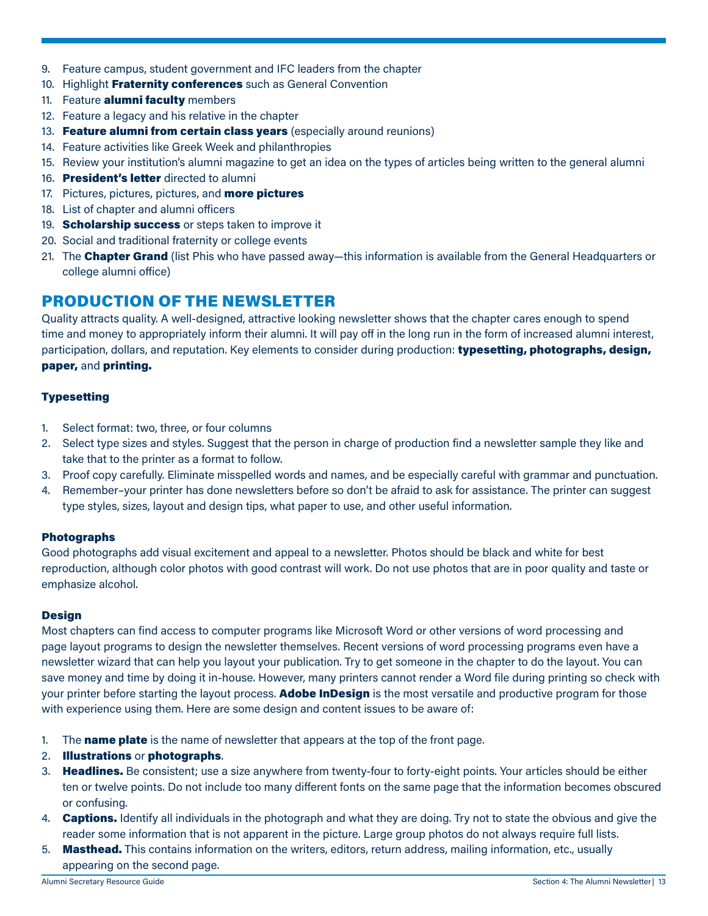9. Feature campus, student government and IFC leaders from the chapter
10. Highlight **Fraternity conferences** such as General Convention
11. Feature **alumni faculty** members
12. Feature a legacy and his relative in the chapter
13. **Feature alumni from certain class years** (especially around reunions)
14. Feature activities like Greek Week and philanthropies
15. Review your institution's alumni magazine to get an idea on the types of articles being written to the general alumni
16. **President's letter** directed to alumni
17. Pictures, pictures, pictures, and **more pictures**
18. List of chapter and alumni officers
19. **Scholarship success** or steps taken to improve it
20. Social and traditional fraternity or college events
21. The **Chapter Grand** (list Phis who have passed away—this information is available from the General Headquarters or college alumni office)

## PRODUCTION OF THE NEWSLETTER

Quality attracts quality. A well-designed, attractive looking newsletter shows that the chapter cares enough to spend time and money to appropriately inform their alumni. It will pay off in the long run in the form of increased alumni interest, participation, dollars, and reputation. Key elements to consider during production: **typesetting, photographs, design, paper,** and **printing.**

### Typesetting

1. Select format: two, three, or four columns
2. Select type sizes and styles. Suggest that the person in charge of production find a newsletter sample they like and take that to the printer as a format to follow.
3. Proof copy carefully. Eliminate misspelled words and names, and be especially careful with grammar and punctuation.
4. Remember–your printer has done newsletters before so don't be afraid to ask for assistance. The printer can suggest type styles, sizes, layout and design tips, what paper to use, and other useful information.

### Photographs

Good photographs add visual excitement and appeal to a newsletter. Photos should be black and white for best reproduction, although color photos with good contrast will work. Do not use photos that are in poor quality and taste or emphasize alcohol.

### Design

Most chapters can find access to computer programs like Microsoft Word or other versions of word processing and page layout programs to design the newsletter themselves. Recent versions of word processing programs even have a newsletter wizard that can help you layout your publication. Try to get someone in the chapter to do the layout. You can save money and time by doing it in-house. However, many printers cannot render a Word file during printing so check with your printer before starting the layout process. **Adobe InDesign** is the most versatile and productive program for those with experience using them. Here are some design and content issues to be aware of:

1. The **name plate** is the name of newsletter that appears at the top of the front page.
2. **Illustrations** or **photographs**.
3. **Headlines.** Be consistent; use a size anywhere from twenty-four to forty-eight points. Your articles should be either ten or twelve points. Do not include too many different fonts on the same page that the information becomes obscured or confusing.
4. **Captions.** Identify all individuals in the photograph and what they are doing. Try not to state the obvious and give the reader some information that is not apparent in the picture. Large group photos do not always require full lists.
5. **Masthead.** This contains information on the writers, editors, return address, mailing information, etc., usually appearing on the second page.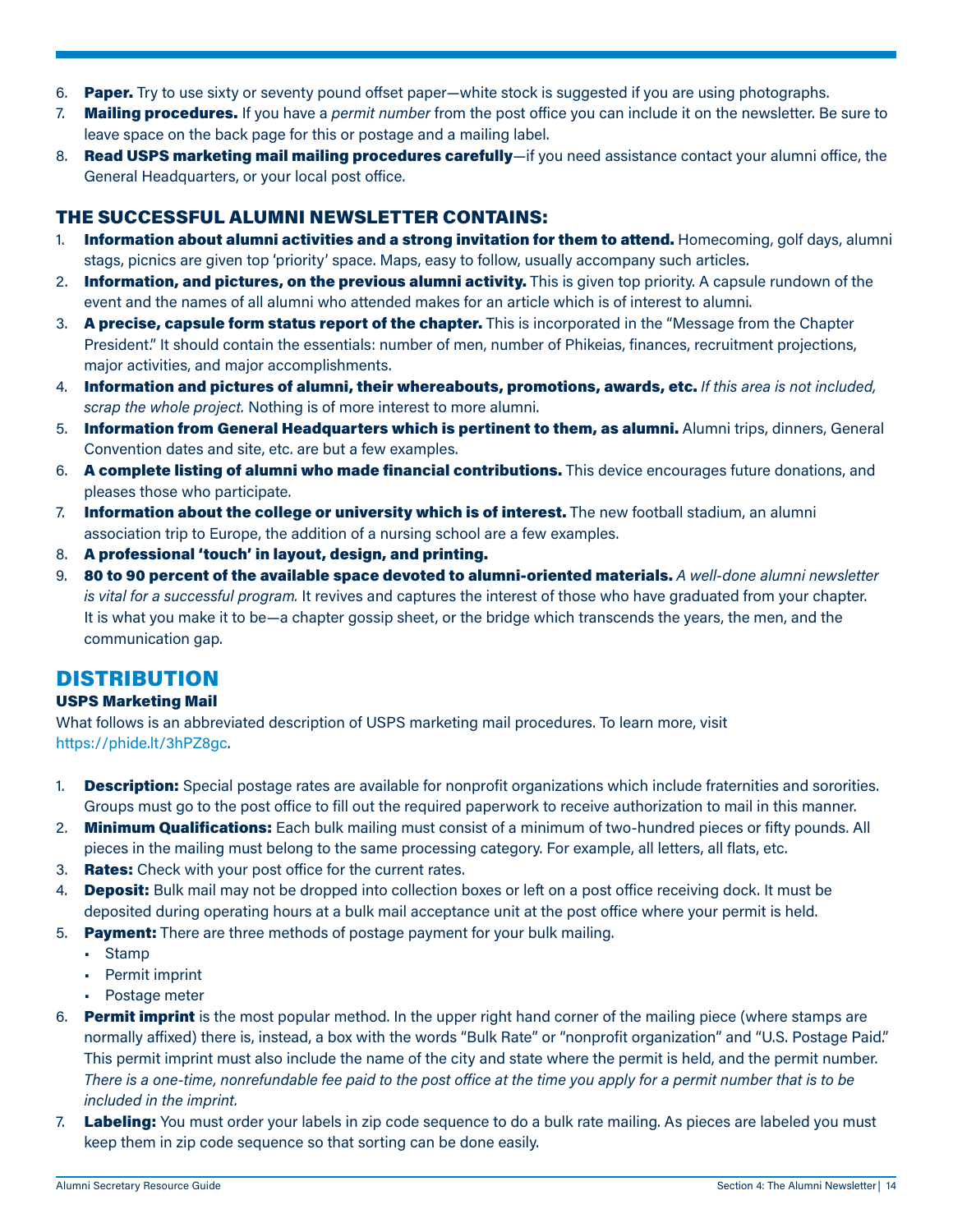6. **Paper.** Try to use sixty or seventy pound offset paper—white stock is suggested if you are using photographs.
7. **Mailing procedures.** If you have a *permit number* from the post office you can include it on the newsletter. Be sure to leave space on the back page for this or postage and a mailing label.
8. **Read USPS marketing mail mailing procedures carefully**—if you need assistance contact your alumni office, the General Headquarters, or your local post office.

### THE SUCCESSFUL ALUMNI NEWSLETTER CONTAINS:

1. **Information about alumni activities and a strong invitation for them to attend.** Homecoming, golf days, alumni stags, picnics are given top 'priority' space. Maps, easy to follow, usually accompany such articles.
2. **Information, and pictures, on the previous alumni activity.** This is given top priority. A capsule rundown of the event and the names of all alumni who attended makes for an article which is of interest to alumni.
3. **A precise, capsule form status report of the chapter.** This is incorporated in the "Message from the Chapter President." It should contain the essentials: number of men, number of Phikeias, finances, recruitment projections, major activities, and major accomplishments.
4. **Information and pictures of alumni, their whereabouts, promotions, awards, etc.** *If this area is not included, scrap the whole project.* Nothing is of more interest to more alumni.
5. **Information from General Headquarters which is pertinent to them, as alumni.** Alumni trips, dinners, General Convention dates and site, etc. are but a few examples.
6. **A complete listing of alumni who made financial contributions.** This device encourages future donations, and pleases those who participate.
7. **Information about the college or university which is of interest.** The new football stadium, an alumni association trip to Europe, the addition of a nursing school are a few examples.
8. **A professional 'touch' in layout, design, and printing.**
9. **80 to 90 percent of the available space devoted to alumni-oriented materials.** *A well-done alumni newsletter is vital for a successful program.* It revives and captures the interest of those who have graduated from your chapter. It is what you make it to be—a chapter gossip sheet, or the bridge which transcends the years, the men, and the communication gap.

## DISTRIBUTION

### USPS Marketing Mail

What follows is an abbreviated description of USPS marketing mail procedures. To learn more, visit https://phide.lt/3hPZ8gc.

1. **Description:** Special postage rates are available for nonprofit organizations which include fraternities and sororities. Groups must go to the post office to fill out the required paperwork to receive authorization to mail in this manner.
2. **Minimum Qualifications:** Each bulk mailing must consist of a minimum of two-hundred pieces or fifty pounds. All pieces in the mailing must belong to the same processing category. For example, all letters, all flats, etc.
3. **Rates:** Check with your post office for the current rates.
4. **Deposit:** Bulk mail may not be dropped into collection boxes or left on a post office receiving dock. It must be deposited during operating hours at a bulk mail acceptance unit at the post office where your permit is held.
5. **Payment:** There are three methods of postage payment for your bulk mailing.
   - Stamp
   - Permit imprint
   - Postage meter
6. **Permit imprint** is the most popular method. In the upper right hand corner of the mailing piece (where stamps are normally affixed) there is, instead, a box with the words "Bulk Rate" or "nonprofit organization" and "U.S. Postage Paid." This permit imprint must also include the name of the city and state where the permit is held, and the permit number. *There is a one-time, nonrefundable fee paid to the post office at the time you apply for a permit number that is to be included in the imprint.*
7. **Labeling:** You must order your labels in zip code sequence to do a bulk rate mailing. As pieces are labeled you must keep them in zip code sequence so that sorting can be done easily.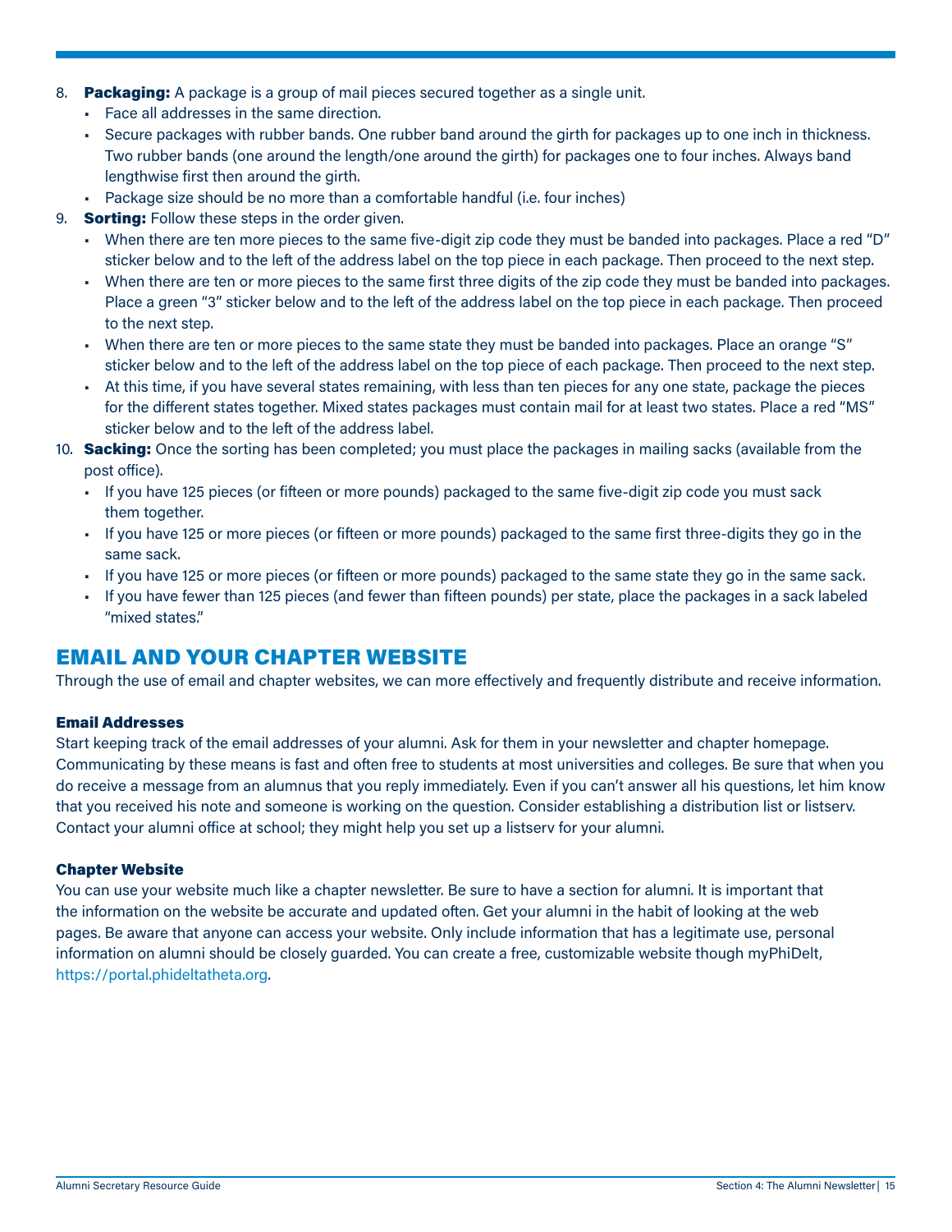8. **Packaging:** A package is a group of mail pieces secured together as a single unit.
   - Face all addresses in the same direction.
   - Secure packages with rubber bands. One rubber band around the girth for packages up to one inch in thickness. Two rubber bands (one around the length/one around the girth) for packages one to four inches. Always band lengthwise first then around the girth.
   - Package size should be no more than a comfortable handful (i.e. four inches)
9. **Sorting:** Follow these steps in the order given.
   - When there are ten more pieces to the same five-digit zip code they must be banded into packages. Place a red "D" sticker below and to the left of the address label on the top piece in each package. Then proceed to the next step.
   - When there are ten or more pieces to the same first three digits of the zip code they must be banded into packages. Place a green "3" sticker below and to the left of the address label on the top piece in each package. Then proceed to the next step.
   - When there are ten or more pieces to the same state they must be banded into packages. Place an orange "S" sticker below and to the left of the address label on the top piece of each package. Then proceed to the next step.
   - At this time, if you have several states remaining, with less than ten pieces for any one state, package the pieces for the different states together. Mixed states packages must contain mail for at least two states. Place a red "MS" sticker below and to the left of the address label.
10. **Sacking:** Once the sorting has been completed; you must place the packages in mailing sacks (available from the post office).
    - If you have 125 pieces (or fifteen or more pounds) packaged to the same five-digit zip code you must sack them together.
    - If you have 125 or more pieces (or fifteen or more pounds) packaged to the same first three-digits they go in the same sack.
    - If you have 125 or more pieces (or fifteen or more pounds) packaged to the same state they go in the same sack.
    - If you have fewer than 125 pieces (and fewer than fifteen pounds) per state, place the packages in a sack labeled "mixed states."

## EMAIL AND YOUR CHAPTER WEBSITE

Through the use of email and chapter websites, we can more effectively and frequently distribute and receive information.

### Email Addresses

Start keeping track of the email addresses of your alumni. Ask for them in your newsletter and chapter homepage. Communicating by these means is fast and often free to students at most universities and colleges. Be sure that when you do receive a message from an alumnus that you reply immediately. Even if you can't answer all his questions, let him know that you received his note and someone is working on the question. Consider establishing a distribution list or listserv. Contact your alumni office at school; they might help you set up a listserv for your alumni.

### Chapter Website

You can use your website much like a chapter newsletter. Be sure to have a section for alumni. It is important that the information on the website be accurate and updated often. Get your alumni in the habit of looking at the web pages. Be aware that anyone can access your website. Only include information that has a legitimate use, personal information on alumni should be closely guarded. You can create a free, customizable website though myPhiDelt, https://portal.phideltatheta.org.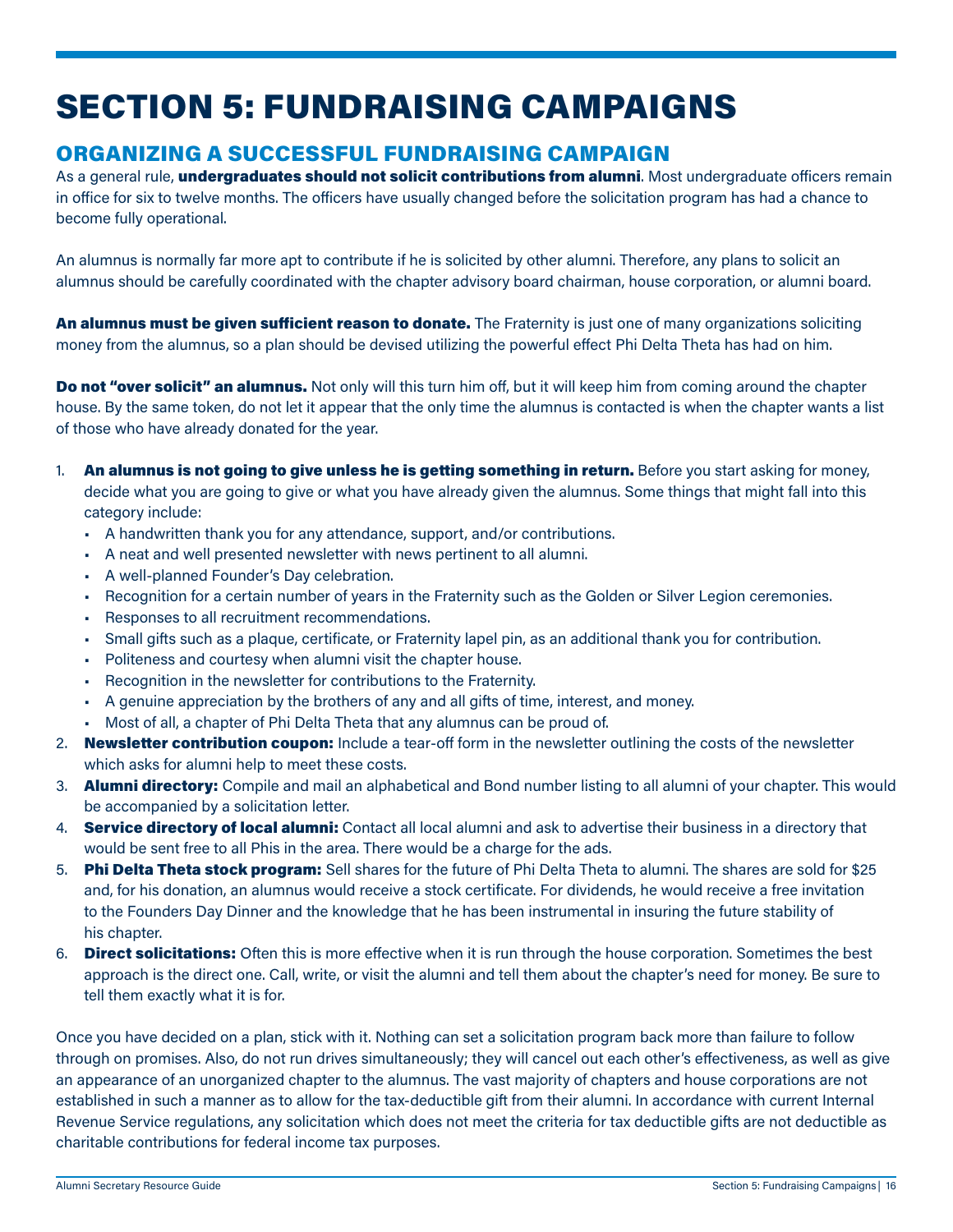# SECTION 5: FUNDRAISING CAMPAIGNS

## ORGANIZING A SUCCESSFUL FUNDRAISING CAMPAIGN

As a general rule, **undergraduates should not solicit contributions from alumni**. Most undergraduate officers remain in office for six to twelve months. The officers have usually changed before the solicitation program has had a chance to become fully operational.

An alumnus is normally far more apt to contribute if he is solicited by other alumni. Therefore, any plans to solicit an alumnus should be carefully coordinated with the chapter advisory board chairman, house corporation, or alumni board.

**An alumnus must be given sufficient reason to donate.** The Fraternity is just one of many organizations soliciting money from the alumnus, so a plan should be devised utilizing the powerful effect Phi Delta Theta has had on him.

**Do not "over solicit" an alumnus.** Not only will this turn him off, but it will keep him from coming around the chapter house. By the same token, do not let it appear that the only time the alumnus is contacted is when the chapter wants a list of those who have already donated for the year.

1. **An alumnus is not going to give unless he is getting something in return.** Before you start asking for money, decide what you are going to give or what you have already given the alumnus. Some things that might fall into this category include:
   - A handwritten thank you for any attendance, support, and/or contributions.
   - A neat and well presented newsletter with news pertinent to all alumni.
   - A well-planned Founder's Day celebration.
   - Recognition for a certain number of years in the Fraternity such as the Golden or Silver Legion ceremonies.
   - Responses to all recruitment recommendations.
   - Small gifts such as a plaque, certificate, or Fraternity lapel pin, as an additional thank you for contribution.
   - Politeness and courtesy when alumni visit the chapter house.
   - Recognition in the newsletter for contributions to the Fraternity.
   - A genuine appreciation by the brothers of any and all gifts of time, interest, and money.
   - Most of all, a chapter of Phi Delta Theta that any alumnus can be proud of.
2. **Newsletter contribution coupon:** Include a tear-off form in the newsletter outlining the costs of the newsletter which asks for alumni help to meet these costs.
3. **Alumni directory:** Compile and mail an alphabetical and Bond number listing to all alumni of your chapter. This would be accompanied by a solicitation letter.
4. **Service directory of local alumni:** Contact all local alumni and ask to advertise their business in a directory that would be sent free to all Phis in the area. There would be a charge for the ads.
5. **Phi Delta Theta stock program:** Sell shares for the future of Phi Delta Theta to alumni. The shares are sold for $25 and, for his donation, an alumnus would receive a stock certificate. For dividends, he would receive a free invitation to the Founders Day Dinner and the knowledge that he has been instrumental in insuring the future stability of his chapter.
6. **Direct solicitations:** Often this is more effective when it is run through the house corporation. Sometimes the best approach is the direct one. Call, write, or visit the alumni and tell them about the chapter's need for money. Be sure to tell them exactly what it is for.

Once you have decided on a plan, stick with it. Nothing can set a solicitation program back more than failure to follow through on promises. Also, do not run drives simultaneously; they will cancel out each other's effectiveness, as well as give an appearance of an unorganized chapter to the alumnus. The vast majority of chapters and house corporations are not established in such a manner as to allow for the tax-deductible gift from their alumni. In accordance with current Internal Revenue Service regulations, any solicitation which does not meet the criteria for tax deductible gifts are not deductible as charitable contributions for federal income tax purposes.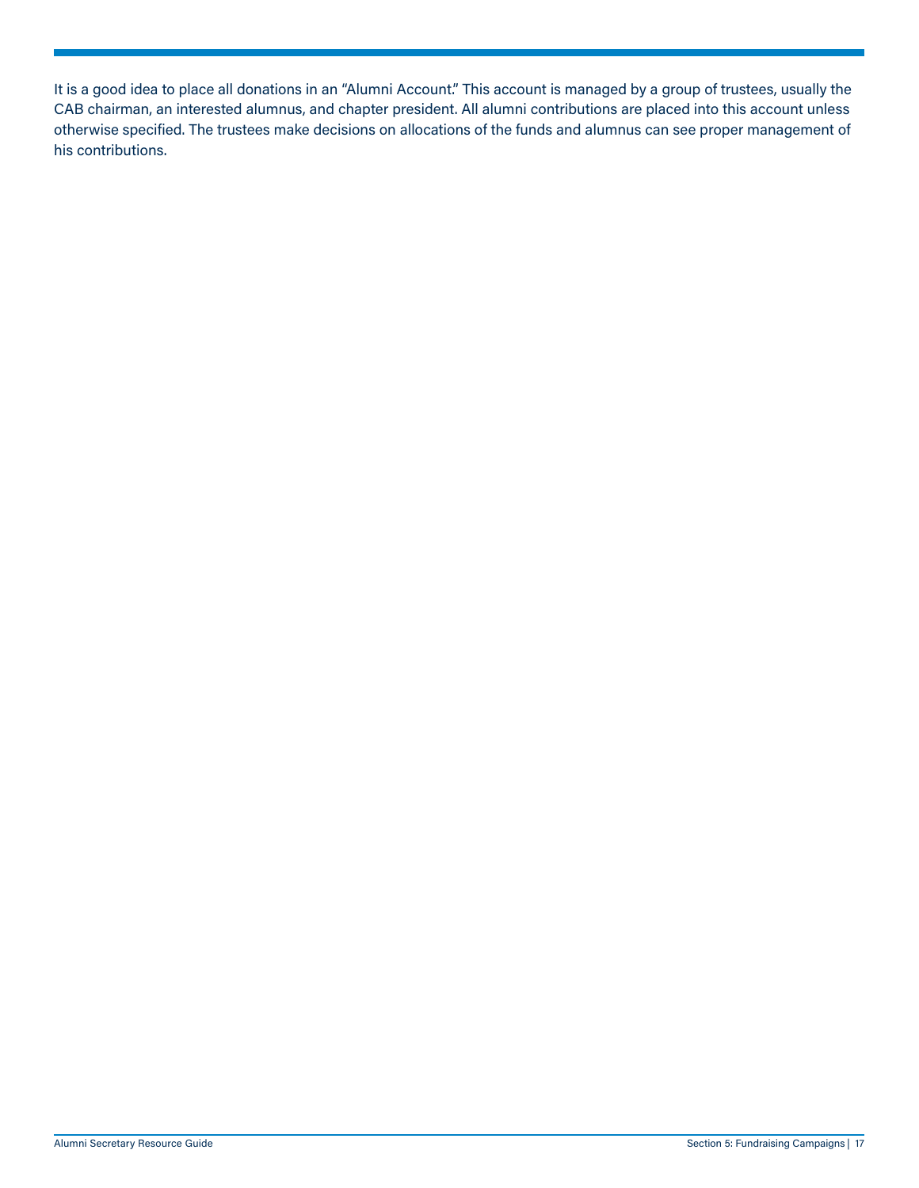It is a good idea to place all donations in an "Alumni Account." This account is managed by a group of trustees, usually the CAB chairman, an interested alumnus, and chapter president. All alumni contributions are placed into this account unless otherwise specified. The trustees make decisions on allocations of the funds and alumnus can see proper management of his contributions.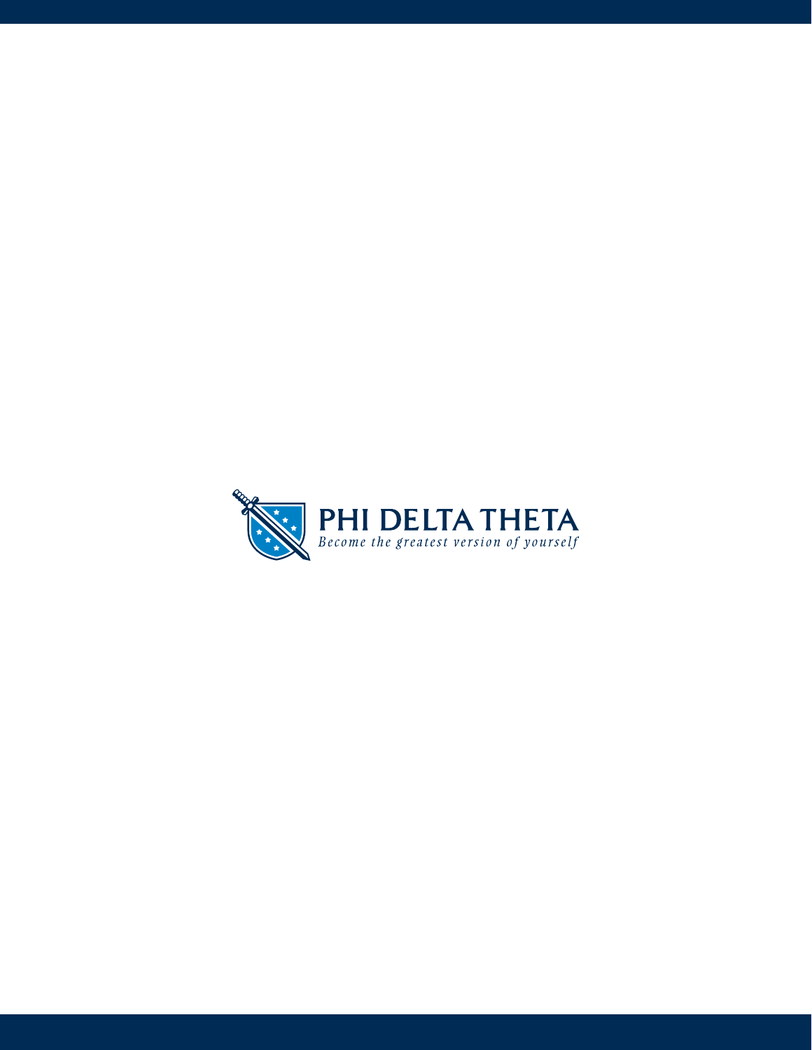PHI DELTA THETA

*Become the greatest version of yourself*